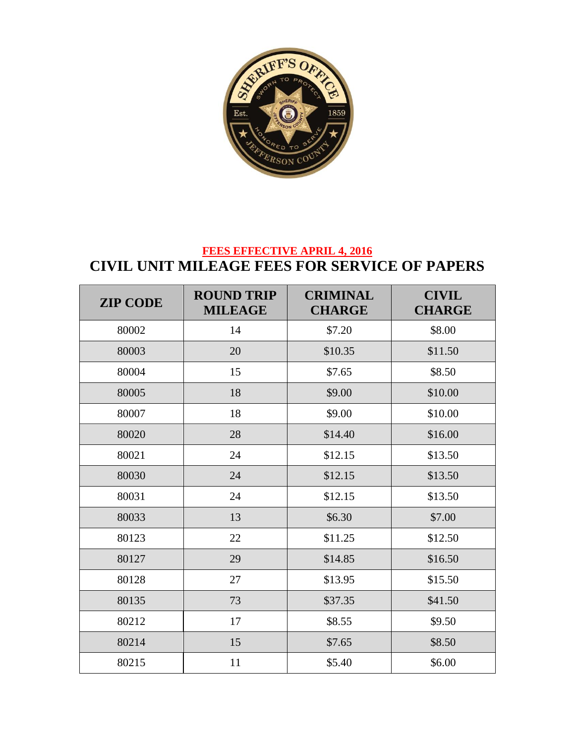**FEES EFFECTIVE APRIL 4, 2016**

## CIVIL UNIT MILEAGE FEES FOR SERVICE OF PAPERS

| ZIP CODE | ROUND TRIP MILEAGE | CRIMINAL CHARGE | CIVIL CHARGE |
|---|---|---|---|
| 80002 | 14 | $7.20 | $8.00 |
| 80003 | 20 | $10.35 | $11.50 |
| 80004 | 15 | $7.65 | $8.50 |
| 80005 | 18 | $9.00 | $10.00 |
| 80007 | 18 | $9.00 | $10.00 |
| 80020 | 28 | $14.40 | $16.00 |
| 80021 | 24 | $12.15 | $13.50 |
| 80030 | 24 | $12.15 | $13.50 |
| 80031 | 24 | $12.15 | $13.50 |
| 80033 | 13 | $6.30 | $7.00 |
| 80123 | 22 | $11.25 | $12.50 |
| 80127 | 29 | $14.85 | $16.50 |
| 80128 | 27 | $13.95 | $15.50 |
| 80135 | 73 | $37.35 | $41.50 |
| 80212 | 17 | $8.55 | $9.50 |
| 80214 | 15 | $7.65 | $8.50 |
| 80215 | 11 | $5.40 | $6.00 |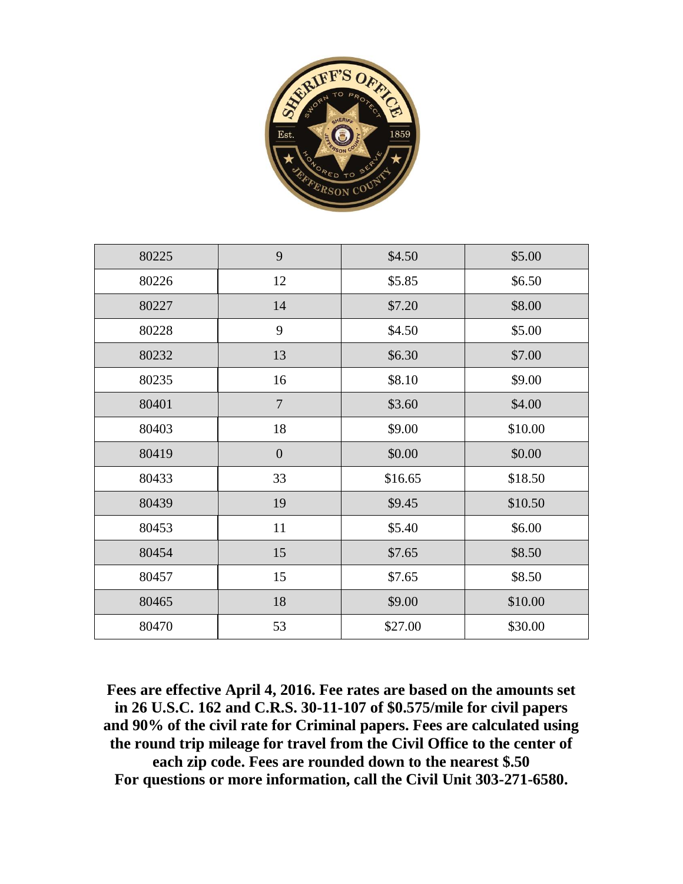| | | | |
|---|---|---|---|
| 80225 | 9 | $4.50 | $5.00 |
| 80226 | 12 | $5.85 | $6.50 |
| 80227 | 14 | $7.20 | $8.00 |
| 80228 | 9 | $4.50 | $5.00 |
| 80232 | 13 | $6.30 | $7.00 |
| 80235 | 16 | $8.10 | $9.00 |
| 80401 | 7 | $3.60 | $4.00 |
| 80403 | 18 | $9.00 | $10.00 |
| 80419 | 0 | $0.00 | $0.00 |
| 80433 | 33 | $16.65 | $18.50 |
| 80439 | 19 | $9.45 | $10.50 |
| 80453 | 11 | $5.40 | $6.00 |
| 80454 | 15 | $7.65 | $8.50 |
| 80457 | 15 | $7.65 | $8.50 |
| 80465 | 18 | $9.00 | $10.00 |
| 80470 | 53 | $27.00 | $30.00 |

**Fees are effective April 4, 2016. Fee rates are based on the amounts set in 26 U.S.C. 162 and C.R.S. 30-11-107 of $0.575/mile for civil papers and 90% of the civil rate for Criminal papers. Fees are calculated using the round trip mileage for travel from the Civil Office to the center of each zip code. Fees are rounded down to the nearest $.50**
**For questions or more information, call the Civil Unit 303-271-6580.**